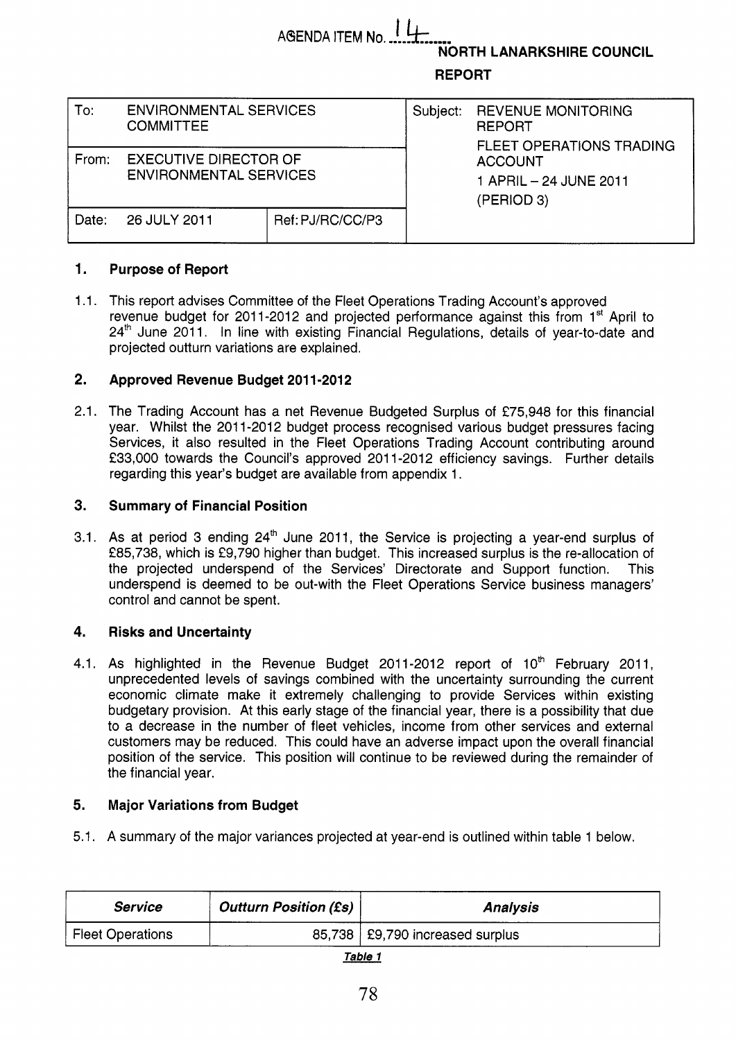AGENDA ITEM No. 14

**NORTH LANARKSHIRE COUNCIL**

**REPORT**

| | | | |
|---|---|---|---|
| To: | ENVIRONMENTAL SERVICES COMMITTEE | | Subject: REVENUE MONITORING REPORT<br>FLEET OPERATIONS TRADING ACCOUNT<br>1 APRIL – 24 JUNE 2011<br>(PERIOD 3) |
| From: | EXECUTIVE DIRECTOR OF ENVIRONMENTAL SERVICES | | |
| Date: | 26 JULY 2011 | Ref: PJ/RC/CC/P3 | |

## 1. Purpose of Report

1.1. This report advises Committee of the Fleet Operations Trading Account's approved revenue budget for 2011-2012 and projected performance against this from 1st April to 24th June 2011. In line with existing Financial Regulations, details of year-to-date and projected outturn variations are explained.

## 2. Approved Revenue Budget 2011-2012

2.1. The Trading Account has a net Revenue Budgeted Surplus of £75,948 for this financial year. Whilst the 2011-2012 budget process recognised various budget pressures facing Services, it also resulted in the Fleet Operations Trading Account contributing around £33,000 towards the Council's approved 2011-2012 efficiency savings. Further details regarding this year's budget are available from appendix 1.

## 3. Summary of Financial Position

3.1. As at period 3 ending 24th June 2011, the Service is projecting a year-end surplus of £85,738, which is £9,790 higher than budget. This increased surplus is the re-allocation of the projected underspend of the Services' Directorate and Support function. This underspend is deemed to be out-with the Fleet Operations Service business managers' control and cannot be spent.

## 4. Risks and Uncertainty

4.1. As highlighted in the Revenue Budget 2011-2012 report of 10th February 2011, unprecedented levels of savings combined with the uncertainty surrounding the current economic climate make it extremely challenging to provide Services within existing budgetary provision. At this early stage of the financial year, there is a possibility that due to a decrease in the number of fleet vehicles, income from other services and external customers may be reduced. This could have an adverse impact upon the overall financial position of the service. This position will continue to be reviewed during the remainder of the financial year.

## 5. Major Variations from Budget

5.1. A summary of the major variances projected at year-end is outlined within table 1 below.

| ***Service*** | ***Outturn Position (£s)*** | ***Analysis*** |
|---|---|---|
| Fleet Operations | 85,738 | £9,790 increased surplus |

***Table 1***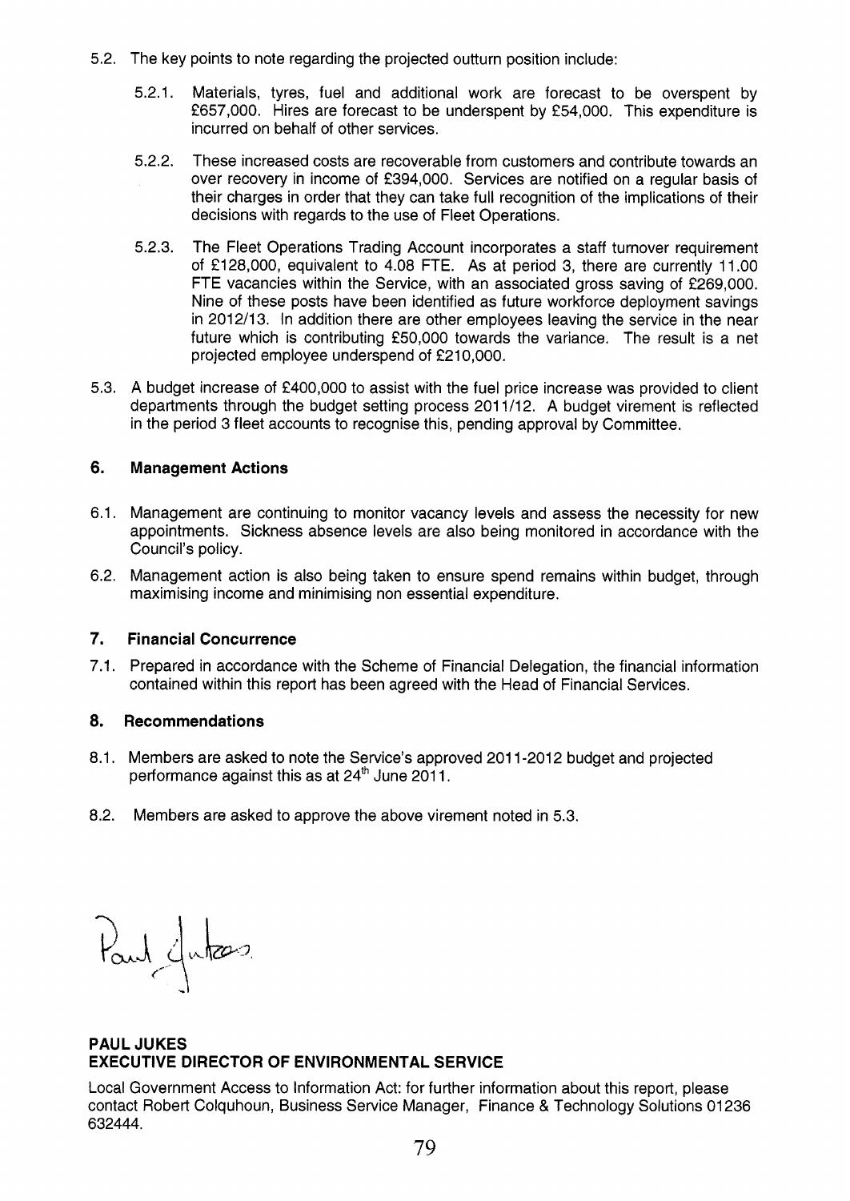5.2. The key points to note regarding the projected outturn position include:

5.2.1. Materials, tyres, fuel and additional work are forecast to be overspent by £657,000. Hires are forecast to be underspent by £54,000. This expenditure is incurred on behalf of other services.

5.2.2. These increased costs are recoverable from customers and contribute towards an over recovery in income of £394,000. Services are notified on a regular basis of their charges in order that they can take full recognition of the implications of their decisions with regards to the use of Fleet Operations.

5.2.3. The Fleet Operations Trading Account incorporates a staff turnover requirement of £128,000, equivalent to 4.08 FTE. As at period 3, there are currently 11.00 FTE vacancies within the Service, with an associated gross saving of £269,000. Nine of these posts have been identified as future workforce deployment savings in 2012/13. In addition there are other employees leaving the service in the near future which is contributing £50,000 towards the variance. The result is a net projected employee underspend of £210,000.

5.3. A budget increase of £400,000 to assist with the fuel price increase was provided to client departments through the budget setting process 2011/12. A budget virement is reflected in the period 3 fleet accounts to recognise this, pending approval by Committee.

## 6. Management Actions

6.1. Management are continuing to monitor vacancy levels and assess the necessity for new appointments. Sickness absence levels are also being monitored in accordance with the Council's policy.

6.2. Management action is also being taken to ensure spend remains within budget, through maximising income and minimising non essential expenditure.

## 7. Financial Concurrence

7.1. Prepared in accordance with the Scheme of Financial Delegation, the financial information contained within this report has been agreed with the Head of Financial Services.

## 8. Recommendations

8.1. Members are asked to note the Service's approved 2011-2012 budget and projected performance against this as at 24th June 2011.

8.2. Members are asked to approve the above virement noted in 5.3.

Paul Jukes

**PAUL JUKES**
**EXECUTIVE DIRECTOR OF ENVIRONMENTAL SERVICE**

Local Government Access to Information Act: for further information about this report, please contact Robert Colquhoun, Business Service Manager, Finance & Technology Solutions 01236 632444.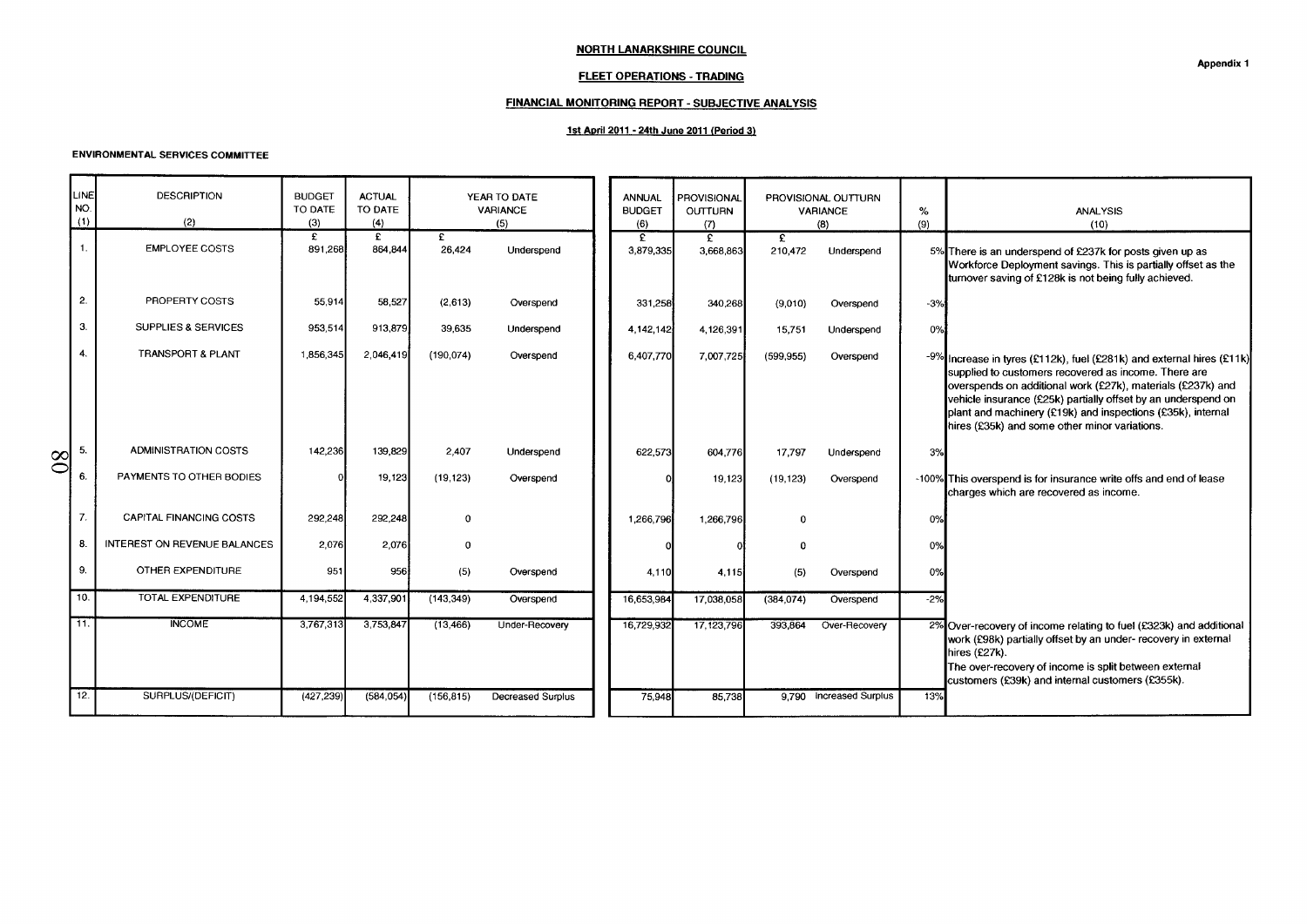**Appendix 1**

**NORTH LANARKSHIRE COUNCIL**

**FLEET OPERATIONS - TRADING**

**FINANCIAL MONITORING REPORT - SUBJECTIVE ANALYSIS**

**1st April 2011 - 24th June 2011 (Period 3)**

**ENVIRONMENTAL SERVICES COMMITTEE**

| LINE NO. (1) | DESCRIPTION (2) | BUDGET TO DATE (3) | ACTUAL TO DATE (4) | YEAR TO DATE VARIANCE (5) | | ANNUAL BUDGET (6) | PROVISIONAL OUTTURN (7) | PROVISIONAL OUTTURN VARIANCE (8) | | % (9) | ANALYSIS (10) |
|---|---|---|---|---|---|---|---|---|---|---|---|
| | | £ | £ | £ | | £ | £ | £ | | | |
| 1. | EMPLOYEE COSTS | 891,268 | 864,844 | 26,424 | Underspend | 3,879,335 | 3,668,863 | 210,472 | Underspend | 5% | There is an underspend of £237k for posts given up as Workforce Deployment savings. This is partially offset as the turnover saving of £128k is not being fully achieved. |
| 2. | PROPERTY COSTS | 55,914 | 58,527 | (2,613) | Overspend | 331,258 | 340,268 | (9,010) | Overspend | -3% | |
| 3. | SUPPLIES & SERVICES | 953,514 | 913,879 | 39,635 | Underspend | 4,142,142 | 4,126,391 | 15,751 | Underspend | 0% | |
| 4. | TRANSPORT & PLANT | 1,856,345 | 2,046,419 | (190,074) | Overspend | 6,407,770 | 7,007,725 | (599,955) | Overspend | -9% | Increase in tyres (£112k), fuel (£281k) and external hires (£11k) supplied to customers recovered as income. There are overspends on additional work (£27k), materials (£237k) and vehicle insurance (£25k) partially offset by an underspend on plant and machinery (£19k) and inspections (£35k), internal hires (£35k) and some other minor variations. |
| 5. | ADMINISTRATION COSTS | 142,236 | 139,829 | 2,407 | Underspend | 622,573 | 604,776 | 17,797 | Underspend | 3% | |
| 6. | PAYMENTS TO OTHER BODIES | 0 | 19,123 | (19,123) | Overspend | 0 | 19,123 | (19,123) | Overspend | -100% | This overspend is for insurance write offs and end of lease charges which are recovered as income. |
| 7. | CAPITAL FINANCING COSTS | 292,248 | 292,248 | 0 | | 1,266,796 | 1,266,796 | 0 | | 0% | |
| 8. | INTEREST ON REVENUE BALANCES | 2,076 | 2,076 | 0 | | 0 | 0 | 0 | | 0% | |
| 9. | OTHER EXPENDITURE | 951 | 956 | (5) | Overspend | 4,110 | 4,115 | (5) | Overspend | 0% | |
| 10. | TOTAL EXPENDITURE | 4,194,552 | 4,337,901 | (143,349) | Overspend | 16,653,984 | 17,038,058 | (384,074) | Overspend | -2% | |
| 11. | INCOME | 3,767,313 | 3,753,847 | (13,466) | Under-Recovery | 16,729,932 | 17,123,796 | 393,864 | Over-Recovery | 2% | Over-recovery of income relating to fuel (£323k) and additional work (£98k) partially offset by an under- recovery in external hires (£27k). The over-recovery of income is split between external customers (£39k) and internal customers (£355k). |
| 12. | SURPLUS/(DEFICIT) | (427,239) | (584,054) | (156,815) | Decreased Surplus | 75,948 | 85,738 | 9,790 | Increased Surplus | 13% | |